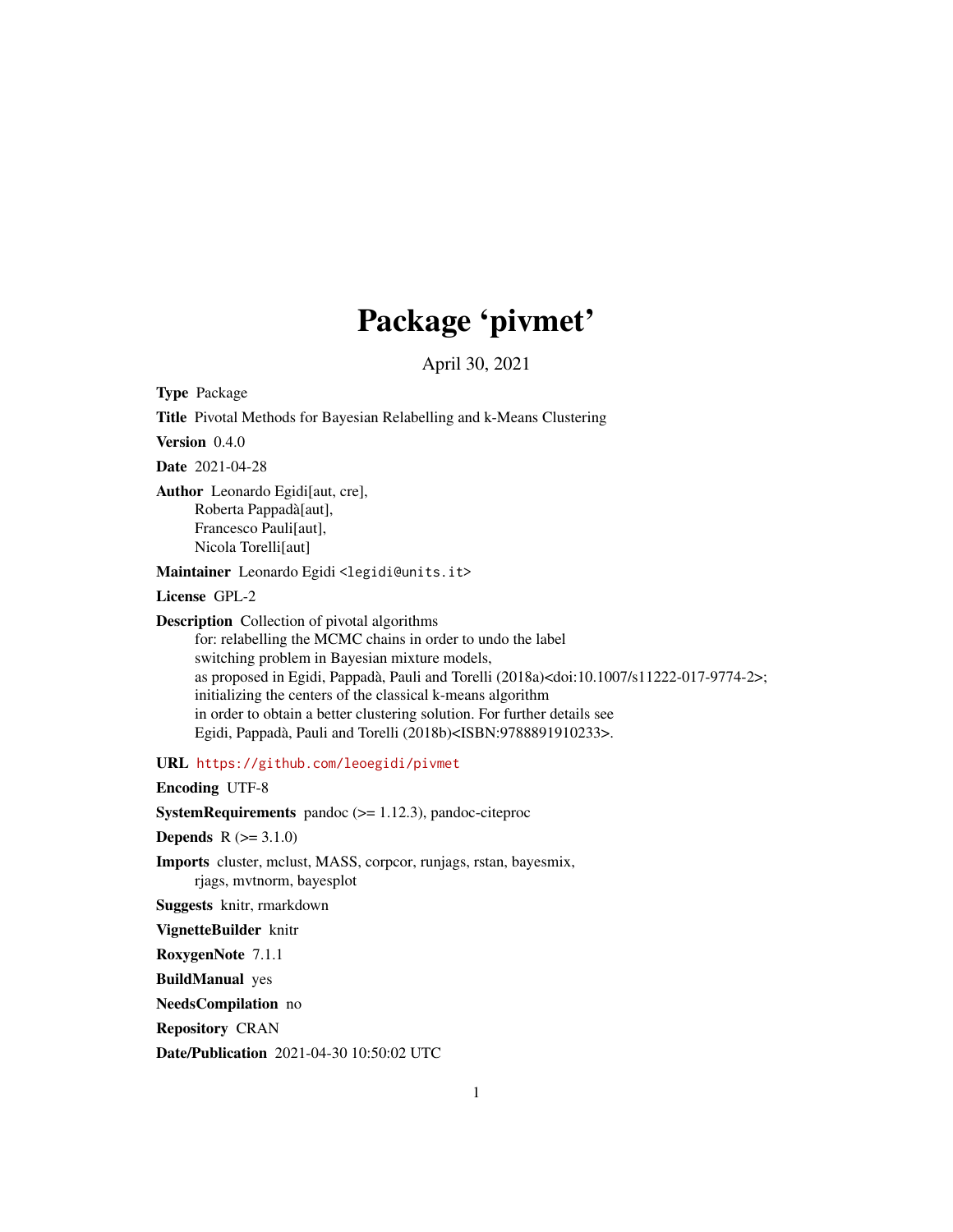# Package 'pivmet'

April 30, 2021

**Type** Package

**Title** Pivotal Methods for Bayesian Relabelling and k-Means Clustering

**Version** 0.4.0

**Date** 2021-04-28

**Author** Leonardo Egidi[aut, cre],
Roberta Pappadà[aut],
Francesco Pauli[aut],
Nicola Torelli[aut]

**Maintainer** Leonardo Egidi <legidi@units.it>

**License** GPL-2

**Description** Collection of pivotal algorithms
for: relabelling the MCMC chains in order to undo the label
switching problem in Bayesian mixture models,
as proposed in Egidi, Pappadà, Pauli and Torelli (2018a)<doi:10.1007/s11222-017-9774-2>;
initializing the centers of the classical k-means algorithm
in order to obtain a better clustering solution. For further details see
Egidi, Pappadà, Pauli and Torelli (2018b)<ISBN:9788891910233>.

**URL** https://github.com/leoegidi/pivmet

**Encoding** UTF-8

**SystemRequirements** pandoc (>= 1.12.3), pandoc-citeproc

**Depends** R (>= 3.1.0)

**Imports** cluster, mclust, MASS, corpcor, runjags, rstan, bayesmix,
rjags, mvtnorm, bayesplot

**Suggests** knitr, rmarkdown

**VignetteBuilder** knitr

**RoxygenNote** 7.1.1

**BuildManual** yes

**NeedsCompilation** no

**Repository** CRAN

**Date/Publication** 2021-04-30 10:50:02 UTC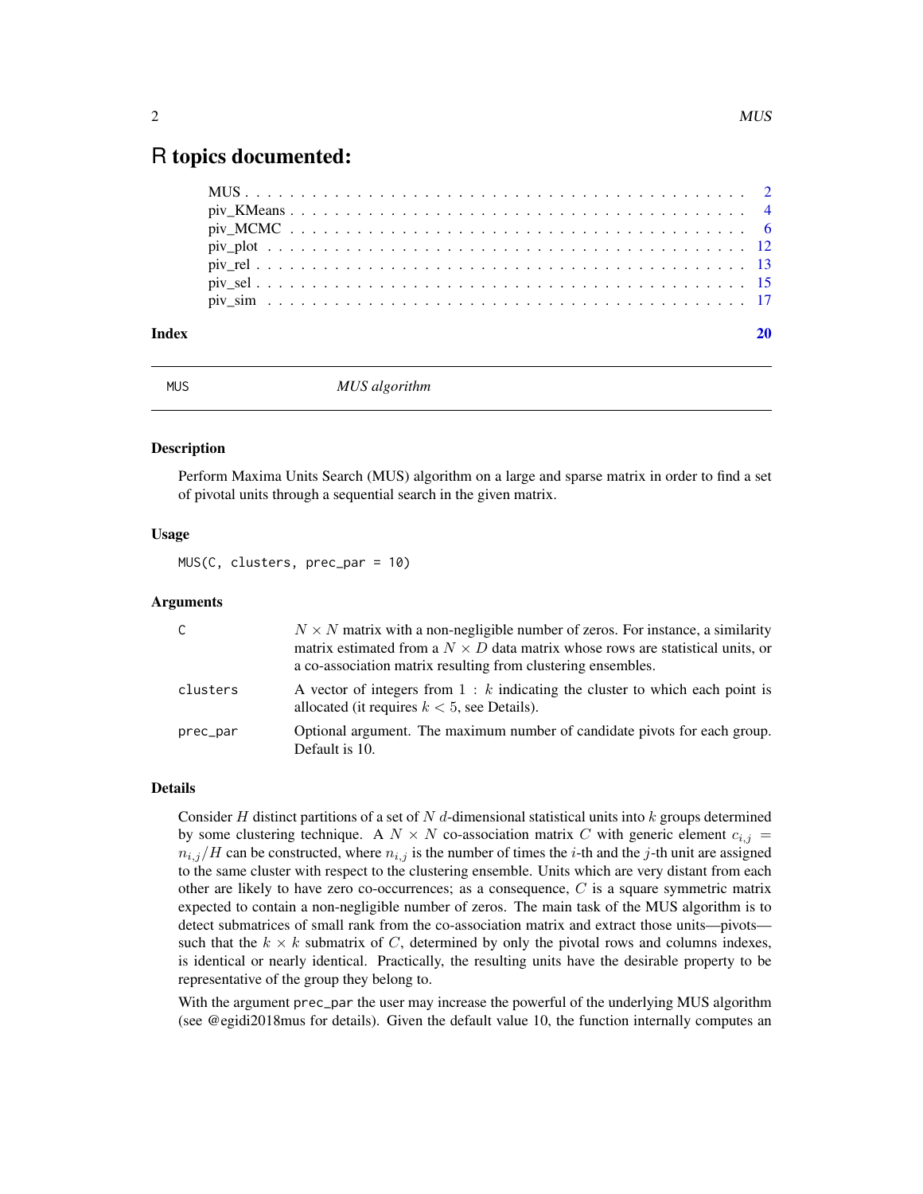# R topics documented:

| | |
|---|---|
| MUS | 2 |
| piv_KMeans | 4 |
| piv_MCMC | 6 |
| piv_plot | 12 |
| piv_rel | 13 |
| piv_sel | 15 |
| piv_sim | 17 |
| **Index** | **20** |

---

`MUS` — *MUS algorithm*

---

### Description

Perform Maxima Units Search (MUS) algorithm on a large and sparse matrix in order to find a set of pivotal units through a sequential search in the given matrix.

### Usage

```
MUS(C, clusters, prec_par = 10)
```

### Arguments

| | |
|---|---|
| `C` | $N \times N$ matrix with a non-negligible number of zeros. For instance, a similarity matrix estimated from a $N \times D$ data matrix whose rows are statistical units, or a co-association matrix resulting from clustering ensembles. |
| `clusters` | A vector of integers from $1 : k$ indicating the cluster to which each point is allocated (it requires $k < 5$, see Details). |
| `prec_par` | Optional argument. The maximum number of candidate pivots for each group. Default is 10. |

### Details

Consider $H$ distinct partitions of a set of $N$ $d$-dimensional statistical units into $k$ groups determined by some clustering technique. A $N \times N$ co-association matrix $C$ with generic element $c_{i,j} = n_{i,j}/H$ can be constructed, where $n_{i,j}$ is the number of times the $i$-th and the $j$-th unit are assigned to the same cluster with respect to the clustering ensemble. Units which are very distant from each other are likely to have zero co-occurrences; as a consequence, $C$ is a square symmetric matrix expected to contain a non-negligible number of zeros. The main task of the MUS algorithm is to detect submatrices of small rank from the co-association matrix and extract those units—pivots—such that the $k \times k$ submatrix of $C$, determined by only the pivotal rows and columns indexes, is identical or nearly identical. Practically, the resulting units have the desirable property to be representative of the group they belong to.

With the argument `prec_par` the user may increase the powerful of the underlying MUS algorithm (see @egidi2018mus for details). Given the default value 10, the function internally computes an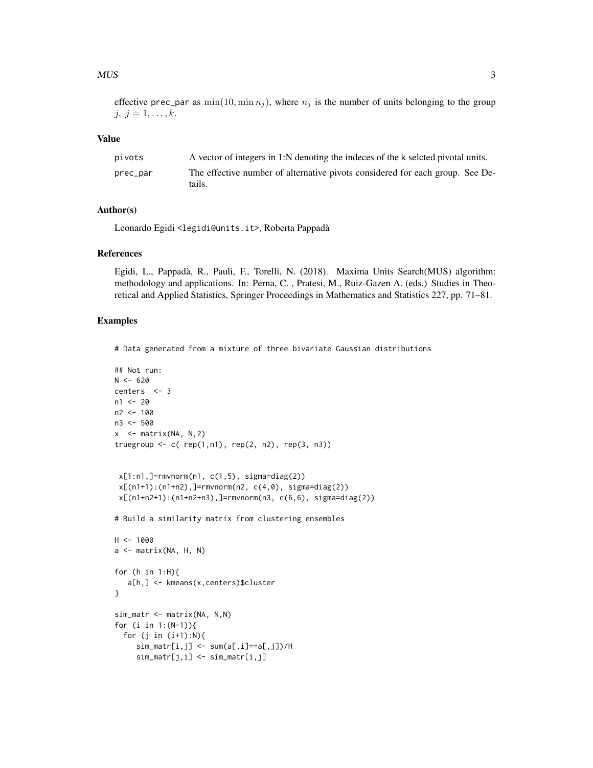effective prec_par as $\min(10, \min n_j)$, where $n_j$ is the number of units belonging to the group $j,\ j = 1, \ldots, k$.

## Value

| | |
|---|---|
| pivots | A vector of integers in 1:N denoting the indeces of the k selcted pivotal units. |
| prec_par | The effective number of alternative pivots considered for each group. See Details. |

## Author(s)

Leonardo Egidi <legidi@units.it>, Roberta Pappadà

## References

Egidi, L., Pappadà, R., Pauli, F., Torelli, N. (2018). Maxima Units Search(MUS) algorithm: methodology and applications. In: Perna, C. , Pratesi, M., Ruiz-Gazen A. (eds.) Studies in Theoretical and Applied Statistics, Springer Proceedings in Mathematics and Statistics 227, pp. 71–81.

## Examples

```
# Data generated from a mixture of three bivariate Gaussian distributions

## Not run:
N <- 620
centers  <- 3
n1 <- 20
n2 <- 100
n3 <- 500
x  <- matrix(NA, N,2)
truegroup <- c( rep(1,n1), rep(2, n2), rep(3, n3))


 x[1:n1,]=rmvnorm(n1, c(1,5), sigma=diag(2))
 x[(n1+1):(n1+n2),]=rmvnorm(n2, c(4,0), sigma=diag(2))
 x[(n1+n2+1):(n1+n2+n3),]=rmvnorm(n3, c(6,6), sigma=diag(2))

# Build a similarity matrix from clustering ensembles

H <- 1000
a <- matrix(NA, H, N)

for (h in 1:H){
   a[h,] <- kmeans(x,centers)$cluster
}

sim_matr <- matrix(NA, N,N)
for (i in 1:(N-1)){
  for (j in (i+1):N){
     sim_matr[i,j] <- sum(a[,i]==a[,j])/H
     sim_matr[j,i] <- sim_matr[i,j]
```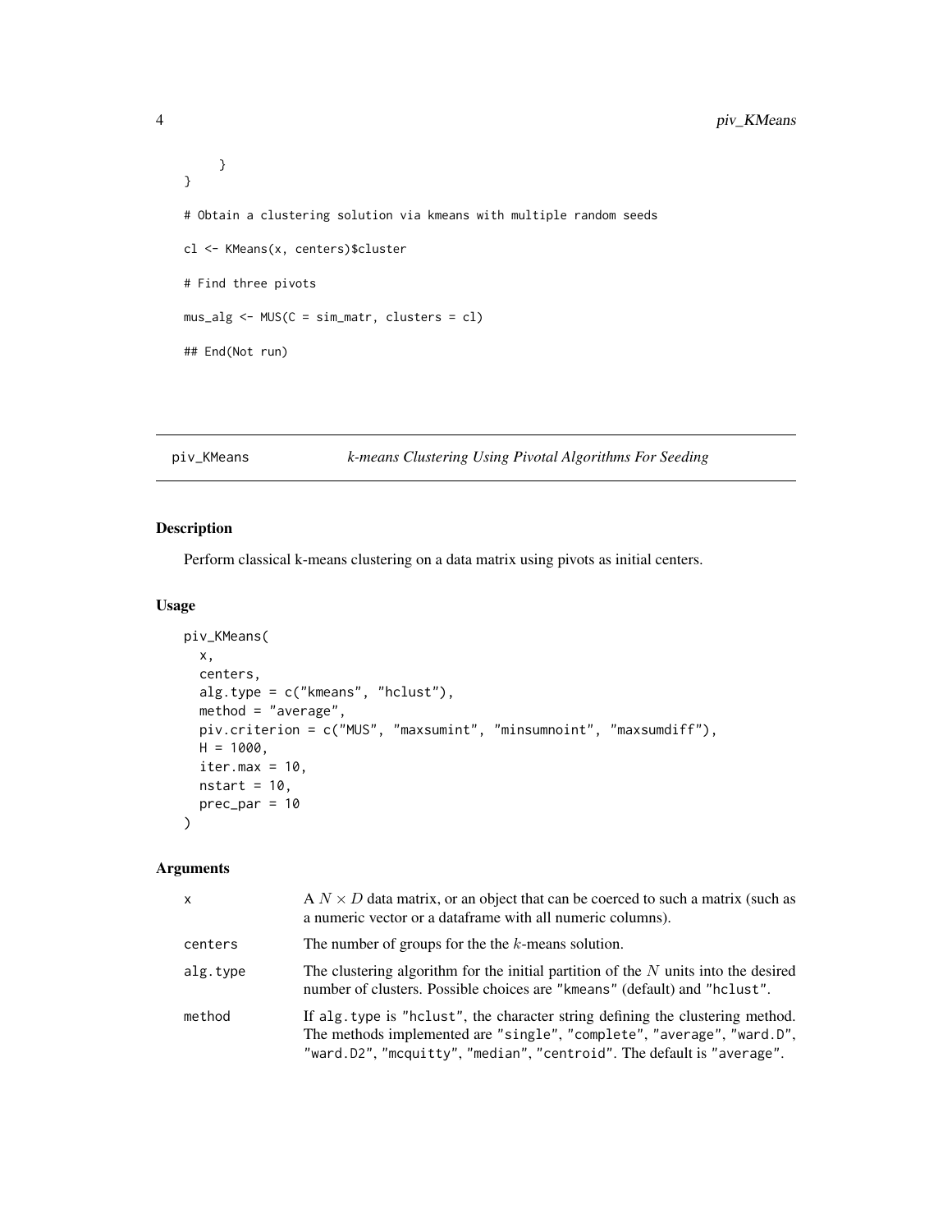```
    }
}

# Obtain a clustering solution via kmeans with multiple random seeds

cl <- KMeans(x, centers)$cluster

# Find three pivots

mus_alg <- MUS(C = sim_matr, clusters = cl)

## End(Not run)
```

---

## piv_KMeans *k-means Clustering Using Pivotal Algorithms For Seeding*

### Description

Perform classical k-means clustering on a data matrix using pivots as initial centers.

### Usage

```
piv_KMeans(
  x,
  centers,
  alg.type = c("kmeans", "hclust"),
  method = "average",
  piv.criterion = c("MUS", "maxsumint", "minsumnoint", "maxsumdiff"),
  H = 1000,
  iter.max = 10,
  nstart = 10,
  prec_par = 10
)
```

### Arguments

| | |
|---|---|
| `x` | A $N \times D$ data matrix, or an object that can be coerced to such a matrix (such as a numeric vector or a dataframe with all numeric columns). |
| `centers` | The number of groups for the the $k$-means solution. |
| `alg.type` | The clustering algorithm for the initial partition of the $N$ units into the desired number of clusters. Possible choices are `"kmeans"` (default) and `"hclust"`. |
| `method` | If `alg.type` is `"hclust"`, the character string defining the clustering method. The methods implemented are `"single"`, `"complete"`, `"average"`, `"ward.D"`, `"ward.D2"`, `"mcquitty"`, `"median"`, `"centroid"`. The default is `"average"`. |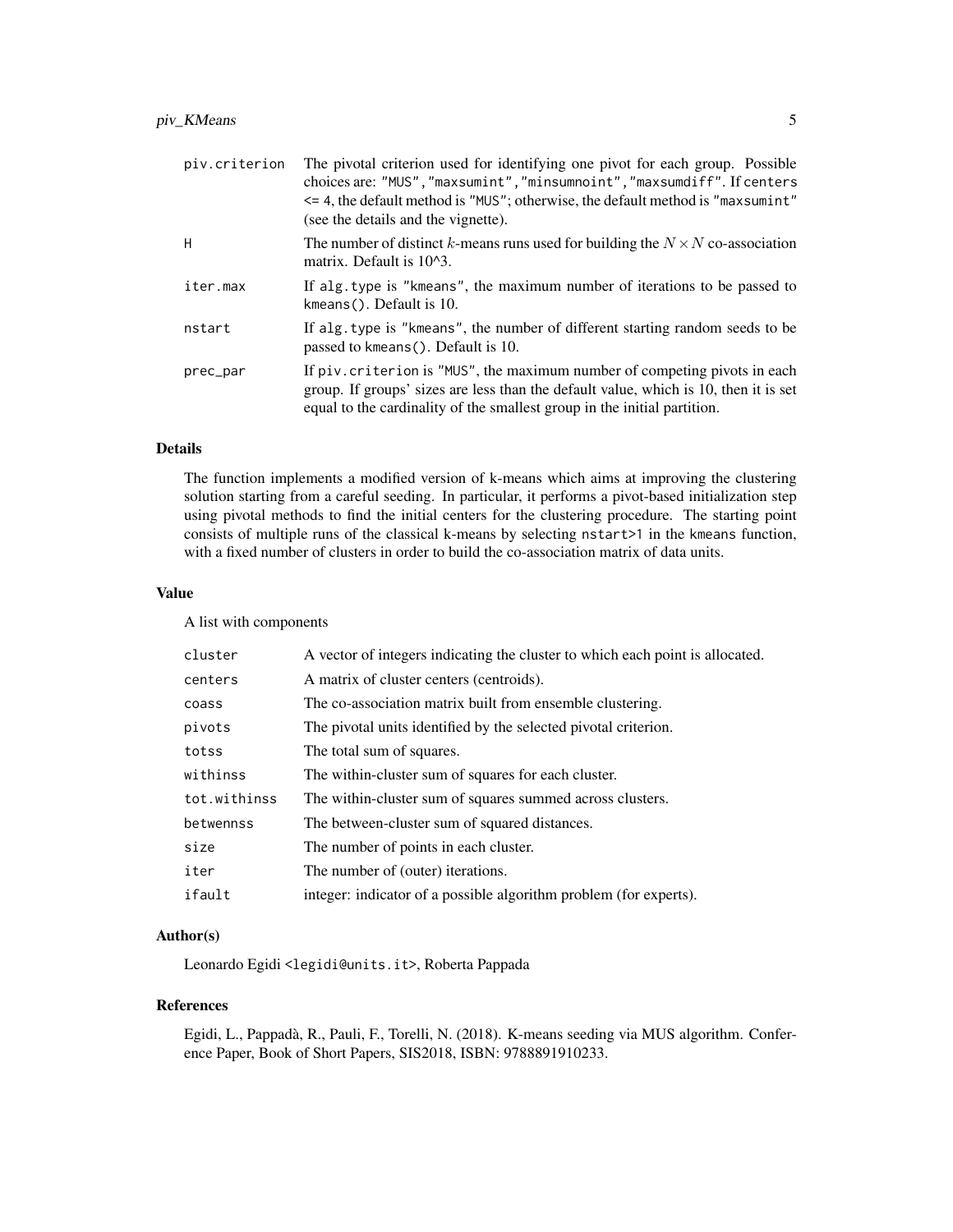| | |
|---|---|
| piv.criterion | The pivotal criterion used for identifying one pivot for each group. Possible choices are: "MUS","maxsumint","minsumnoint","maxsumdiff". If centers <= 4, the default method is "MUS"; otherwise, the default method is "maxsumint" (see the details and the vignette). |
| H | The number of distinct $k$-means runs used for building the $N \times N$ co-association matrix. Default is 10^3. |
| iter.max | If alg.type is "kmeans", the maximum number of iterations to be passed to kmeans(). Default is 10. |
| nstart | If alg.type is "kmeans", the number of different starting random seeds to be passed to kmeans(). Default is 10. |
| prec_par | If piv.criterion is "MUS", the maximum number of competing pivots in each group. If groups' sizes are less than the default value, which is 10, then it is set equal to the cardinality of the smallest group in the initial partition. |

## Details

The function implements a modified version of k-means which aims at improving the clustering solution starting from a careful seeding. In particular, it performs a pivot-based initialization step using pivotal methods to find the initial centers for the clustering procedure. The starting point consists of multiple runs of the classical k-means by selecting nstart>1 in the kmeans function, with a fixed number of clusters in order to build the co-association matrix of data units.

## Value

A list with components

| | |
|---|---|
| cluster | A vector of integers indicating the cluster to which each point is allocated. |
| centers | A matrix of cluster centers (centroids). |
| coass | The co-association matrix built from ensemble clustering. |
| pivots | The pivotal units identified by the selected pivotal criterion. |
| totss | The total sum of squares. |
| withinss | The within-cluster sum of squares for each cluster. |
| tot.withinss | The within-cluster sum of squares summed across clusters. |
| betwennss | The between-cluster sum of squared distances. |
| size | The number of points in each cluster. |
| iter | The number of (outer) iterations. |
| ifault | integer: indicator of a possible algorithm problem (for experts). |

## Author(s)

Leonardo Egidi <legidi@units.it>, Roberta Pappada

## References

Egidi, L., Pappadà, R., Pauli, F., Torelli, N. (2018). K-means seeding via MUS algorithm. Conference Paper, Book of Short Papers, SIS2018, ISBN: 9788891910233.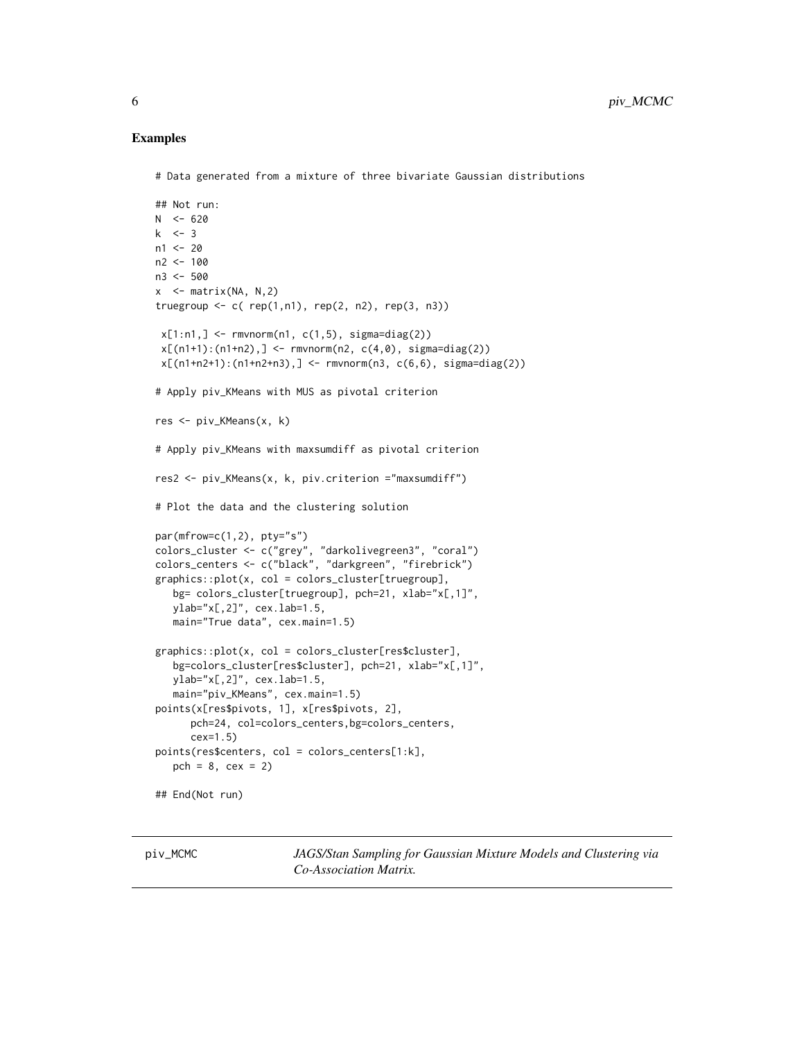## Examples

```
# Data generated from a mixture of three bivariate Gaussian distributions

## Not run:
N  <- 620
k  <- 3
n1 <- 20
n2 <- 100
n3 <- 500
x  <- matrix(NA, N,2)
truegroup <- c( rep(1,n1), rep(2, n2), rep(3, n3))

 x[1:n1,] <- rmvnorm(n1, c(1,5), sigma=diag(2))
 x[(n1+1):(n1+n2),] <- rmvnorm(n2, c(4,0), sigma=diag(2))
 x[(n1+n2+1):(n1+n2+n3),] <- rmvnorm(n3, c(6,6), sigma=diag(2))

# Apply piv_KMeans with MUS as pivotal criterion

res <- piv_KMeans(x, k)

# Apply piv_KMeans with maxsumdiff as pivotal criterion

res2 <- piv_KMeans(x, k, piv.criterion ="maxsumdiff")

# Plot the data and the clustering solution

par(mfrow=c(1,2), pty="s")
colors_cluster <- c("grey", "darkolivegreen3", "coral")
colors_centers <- c("black", "darkgreen", "firebrick")
graphics::plot(x, col = colors_cluster[truegroup],
   bg= colors_cluster[truegroup], pch=21, xlab="x[,1]",
   ylab="x[,2]", cex.lab=1.5,
   main="True data", cex.main=1.5)

graphics::plot(x, col = colors_cluster[res$cluster],
   bg=colors_cluster[res$cluster], pch=21, xlab="x[,1]",
   ylab="x[,2]", cex.lab=1.5,
   main="piv_KMeans", cex.main=1.5)
points(x[res$pivots, 1], x[res$pivots, 2],
      pch=24, col=colors_centers,bg=colors_centers,
      cex=1.5)
points(res$centers, col = colors_centers[1:k],
   pch = 8, cex = 2)

## End(Not run)
```

---

piv_MCMC — *JAGS/Stan Sampling for Gaussian Mixture Models and Clustering via Co-Association Matrix.*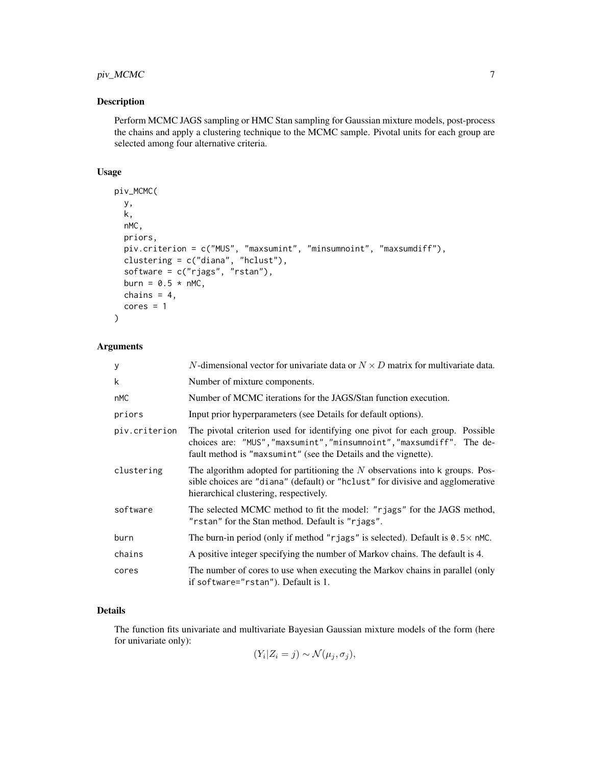## Description

Perform MCMC JAGS sampling or HMC Stan sampling for Gaussian mixture models, post-process the chains and apply a clustering technique to the MCMC sample. Pivotal units for each group are selected among four alternative criteria.

## Usage

```
piv_MCMC(
  y,
  k,
  nMC,
  priors,
  piv.criterion = c("MUS", "maxsumint", "minsumnoint", "maxsumdiff"),
  clustering = c("diana", "hclust"),
  software = c("rjags", "rstan"),
  burn = 0.5 * nMC,
  chains = 4,
  cores = 1
)
```

## Arguments

| | |
|---|---|
| `y` | $N$-dimensional vector for univariate data or $N \times D$ matrix for multivariate data. |
| `k` | Number of mixture components. |
| `nMC` | Number of MCMC iterations for the JAGS/Stan function execution. |
| `priors` | Input prior hyperparameters (see Details for default options). |
| `piv.criterion` | The pivotal criterion used for identifying one pivot for each group. Possible choices are: `"MUS","maxsumint","minsumnoint","maxsumdiff"`. The default method is `"maxsumint"` (see the Details and the vignette). |
| `clustering` | The algorithm adopted for partitioning the $N$ observations into `k` groups. Possible choices are `"diana"` (default) or `"hclust"` for divisive and agglomerative hierarchical clustering, respectively. |
| `software` | The selected MCMC method to fit the model: `"rjags"` for the JAGS method, `"rstan"` for the Stan method. Default is `"rjags"`. |
| `burn` | The burn-in period (only if method `"rjags"` is selected). Default is `0.5`$\times$ `nMC`. |
| `chains` | A positive integer specifying the number of Markov chains. The default is 4. |
| `cores` | The number of cores to use when executing the Markov chains in parallel (only if `software="rstan"`). Default is 1. |

## Details

The function fits univariate and multivariate Bayesian Gaussian mixture models of the form (here for univariate only):

$$(Y_i|Z_i = j) \sim \mathcal{N}(\mu_j, \sigma_j),$$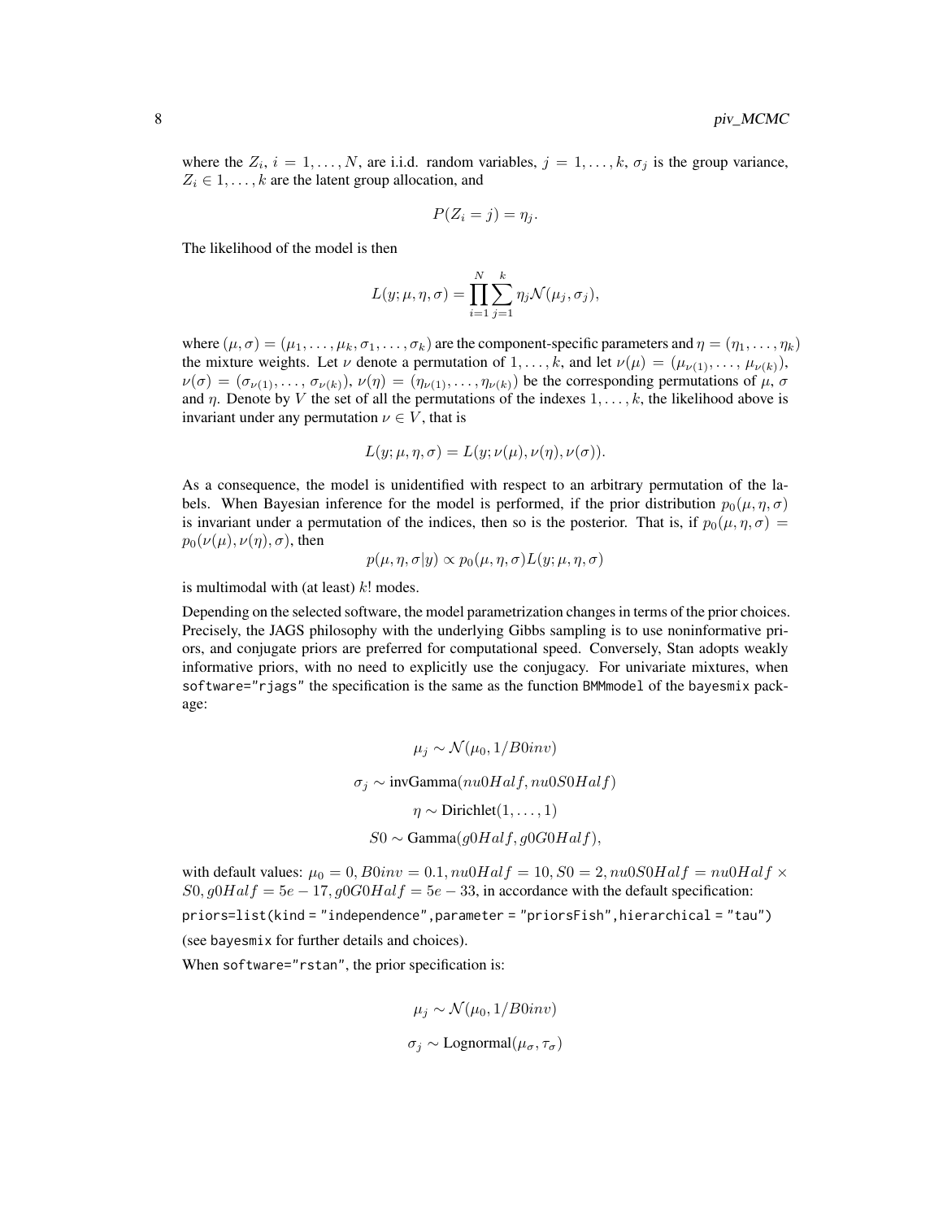where the $Z_i$, $i = 1, \ldots, N$, are i.i.d. random variables, $j = 1, \ldots, k$, $\sigma_j$ is the group variance, $Z_i \in 1, \ldots, k$ are the latent group allocation, and

$$P(Z_i = j) = \eta_j.$$

The likelihood of the model is then

$$L(y; \mu, \eta, \sigma) = \prod_{i=1}^{N} \sum_{j=1}^{k} \eta_j \mathcal{N}(\mu_j, \sigma_j),$$

where $(\mu, \sigma) = (\mu_1, \ldots, \mu_k, \sigma_1, \ldots, \sigma_k)$ are the component-specific parameters and $\eta = (\eta_1, \ldots, \eta_k)$ the mixture weights. Let $\nu$ denote a permutation of $1, \ldots, k$, and let $\nu(\mu) = (\mu_{\nu(1)}, \ldots, \mu_{\nu(k)})$, $\nu(\sigma) = (\sigma_{\nu(1)}, \ldots, \sigma_{\nu(k)})$, $\nu(\eta) = (\eta_{\nu(1)}, \ldots, \eta_{\nu(k)})$ be the corresponding permutations of $\mu$, $\sigma$ and $\eta$. Denote by $V$ the set of all the permutations of the indexes $1, \ldots, k$, the likelihood above is invariant under any permutation $\nu \in V$, that is

$$L(y; \mu, \eta, \sigma) = L(y; \nu(\mu), \nu(\eta), \nu(\sigma)).$$

As a consequence, the model is unidentified with respect to an arbitrary permutation of the labels. When Bayesian inference for the model is performed, if the prior distribution $p_0(\mu, \eta, \sigma)$ is invariant under a permutation of the indices, then so is the posterior. That is, if $p_0(\mu, \eta, \sigma) = p_0(\nu(\mu), \nu(\eta), \sigma)$, then

$$p(\mu, \eta, \sigma | y) \propto p_0(\mu, \eta, \sigma) L(y; \mu, \eta, \sigma)$$

is multimodal with (at least) $k!$ modes.

Depending on the selected software, the model parametrization changes in terms of the prior choices. Precisely, the JAGS philosophy with the underlying Gibbs sampling is to use noninformative priors, and conjugate priors are preferred for computational speed. Conversely, Stan adopts weakly informative priors, with no need to explicitly use the conjugacy. For univariate mixtures, when `software="rjags"` the specification is the same as the function `BMMmodel` of the `bayesmix` package:

$$\mu_j \sim \mathcal{N}(\mu_0, 1/B0inv)$$

$$\sigma_j \sim \text{invGamma}(nu0Half, nu0S0Half)$$

$$\eta \sim \text{Dirichlet}(1, \ldots, 1)$$

$$S0 \sim \text{Gamma}(g0Half, g0G0Half),$$

with default values: $\mu_0 = 0, B0inv = 0.1, nu0Half = 10, S0 = 2, nu0S0Half = nu0Half \times S0, g0Half = 5e-17, g0G0Half = 5e-33$, in accordance with the default specification:

```
priors=list(kind = "independence",parameter = "priorsFish",hierarchical = "tau")
```

(see `bayesmix` for further details and choices).

When `software="rstan"`, the prior specification is:

$$\mu_j \sim \mathcal{N}(\mu_0, 1/B0inv)$$

$$\sigma_j \sim \text{Lognormal}(\mu_\sigma, \tau_\sigma)$$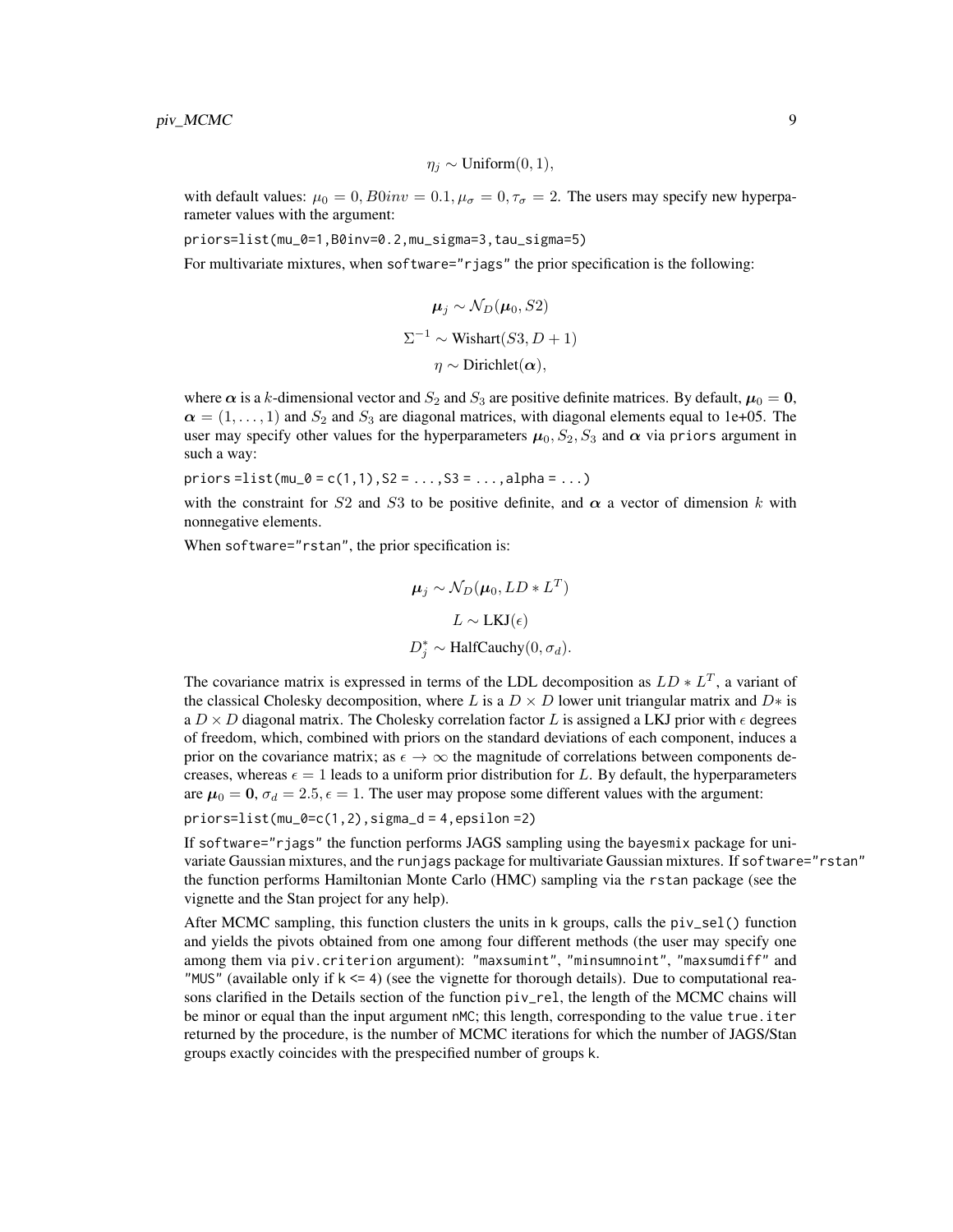$$\eta_j \sim \text{Uniform}(0, 1),$$

with default values: $\mu_0 = 0, B0inv = 0.1, \mu_\sigma = 0, \tau_\sigma = 2$. The users may specify new hyperparameter values with the argument:

```
priors=list(mu_0=1,B0inv=0.2,mu_sigma=3,tau_sigma=5)
```

For multivariate mixtures, when `software="rjags"` the prior specification is the following:

$$\boldsymbol{\mu}_j \sim \mathcal{N}_D(\boldsymbol{\mu}_0, S2)$$

$$\Sigma^{-1} \sim \text{Wishart}(S3, D+1)$$

$$\eta \sim \text{Dirichlet}(\boldsymbol{\alpha}),$$

where $\boldsymbol{\alpha}$ is a $k$-dimensional vector and $S_2$ and $S_3$ are positive definite matrices. By default, $\boldsymbol{\mu}_0 = \mathbf{0}$, $\boldsymbol{\alpha} = (1, \ldots, 1)$ and $S_2$ and $S_3$ are diagonal matrices, with diagonal elements equal to 1e+05. The user may specify other values for the hyperparameters $\boldsymbol{\mu}_0, S_2, S_3$ and $\boldsymbol{\alpha}$ via `priors` argument in such a way:

```
priors =list(mu_0 = c(1,1),S2 = ...,S3 = ...,alpha = ...)
```

with the constraint for $S2$ and $S3$ to be positive definite, and $\boldsymbol{\alpha}$ a vector of dimension $k$ with nonnegative elements.

When `software="rstan"`, the prior specification is:

$$\boldsymbol{\mu}_j \sim \mathcal{N}_D(\boldsymbol{\mu}_0, LD * L^T)$$

$$L \sim \text{LKJ}(\epsilon)$$

$$D_j^* \sim \text{HalfCauchy}(0, \sigma_d).$$

The covariance matrix is expressed in terms of the LDL decomposition as $LD * L^T$, a variant of the classical Cholesky decomposition, where $L$ is a $D \times D$ lower unit triangular matrix and $D*$ is a $D \times D$ diagonal matrix. The Cholesky correlation factor $L$ is assigned a LKJ prior with $\epsilon$ degrees of freedom, which, combined with priors on the standard deviations of each component, induces a prior on the covariance matrix; as $\epsilon \to \infty$ the magnitude of correlations between components decreases, whereas $\epsilon = 1$ leads to a uniform prior distribution for $L$. By default, the hyperparameters are $\boldsymbol{\mu}_0 = \mathbf{0}$, $\sigma_d = 2.5, \epsilon = 1$. The user may propose some different values with the argument:

```
priors=list(mu_0=c(1,2),sigma_d = 4,epsilon =2)
```

If `software="rjags"` the function performs JAGS sampling using the `bayesmix` package for univariate Gaussian mixtures, and the `runjags` package for multivariate Gaussian mixtures. If `software="rstan"` the function performs Hamiltonian Monte Carlo (HMC) sampling via the `rstan` package (see the vignette and the Stan project for any help).

After MCMC sampling, this function clusters the units in `k` groups, calls the `piv_sel()` function and yields the pivots obtained from one among four different methods (the user may specify one among them via `piv.criterion` argument): `"maxsumint"`, `"minsumnoint"`, `"maxsumdiff"` and `"MUS"` (available only if `k <= 4`) (see the vignette for thorough details). Due to computational reasons clarified in the Details section of the function `piv_rel`, the length of the MCMC chains will be minor or equal than the input argument `nMC`; this length, corresponding to the value `true.iter` returned by the procedure, is the number of MCMC iterations for which the number of JAGS/Stan groups exactly coincides with the prespecified number of groups `k`.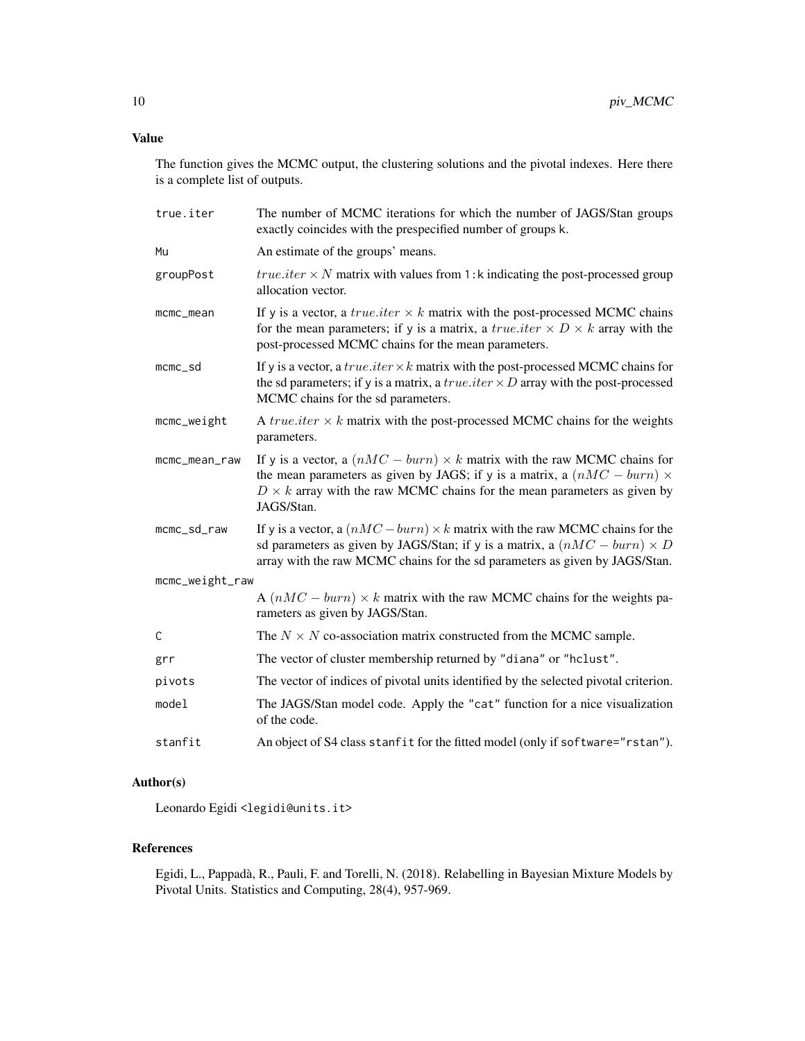## Value

The function gives the MCMC output, the clustering solutions and the pivotal indexes. Here there is a complete list of outputs.

- `true.iter` The number of MCMC iterations for which the number of JAGS/Stan groups exactly coincides with the prespecified number of groups `k`.
- `Mu` An estimate of the groups' means.
- `groupPost` $true.iter \times N$ matrix with values from `1:k` indicating the post-processed group allocation vector.
- `mcmc_mean` If `y` is a vector, a $true.iter \times k$ matrix with the post-processed MCMC chains for the mean parameters; if `y` is a matrix, a $true.iter \times D \times k$ array with the post-processed MCMC chains for the mean parameters.
- `mcmc_sd` If `y` is a vector, a $true.iter \times k$ matrix with the post-processed MCMC chains for the sd parameters; if `y` is a matrix, a $true.iter \times D$ array with the post-processed MCMC chains for the sd parameters.
- `mcmc_weight` A $true.iter \times k$ matrix with the post-processed MCMC chains for the weights parameters.
- `mcmc_mean_raw` If `y` is a vector, a $(nMC - burn) \times k$ matrix with the raw MCMC chains for the mean parameters as given by JAGS; if `y` is a matrix, a $(nMC - burn) \times D \times k$ array with the raw MCMC chains for the mean parameters as given by JAGS/Stan.
- `mcmc_sd_raw` If `y` is a vector, a $(nMC - burn) \times k$ matrix with the raw MCMC chains for the sd parameters as given by JAGS/Stan; if `y` is a matrix, a $(nMC - burn) \times D$ array with the raw MCMC chains for the sd parameters as given by JAGS/Stan.
- `mcmc_weight_raw` A $(nMC - burn) \times k$ matrix with the raw MCMC chains for the weights parameters as given by JAGS/Stan.
- `C` The $N \times N$ co-association matrix constructed from the MCMC sample.
- `grr` The vector of cluster membership returned by `"diana"` or `"hclust"`.
- `pivots` The vector of indices of pivotal units identified by the selected pivotal criterion.
- `model` The JAGS/Stan model code. Apply the `"cat"` function for a nice visualization of the code.
- `stanfit` An object of S4 class `stanfit` for the fitted model (only if `software="rstan"`).

## Author(s)

Leonardo Egidi <legidi@units.it>

## References

Egidi, L., Pappadà, R., Pauli, F. and Torelli, N. (2018). Relabelling in Bayesian Mixture Models by Pivotal Units. Statistics and Computing, 28(4), 957-969.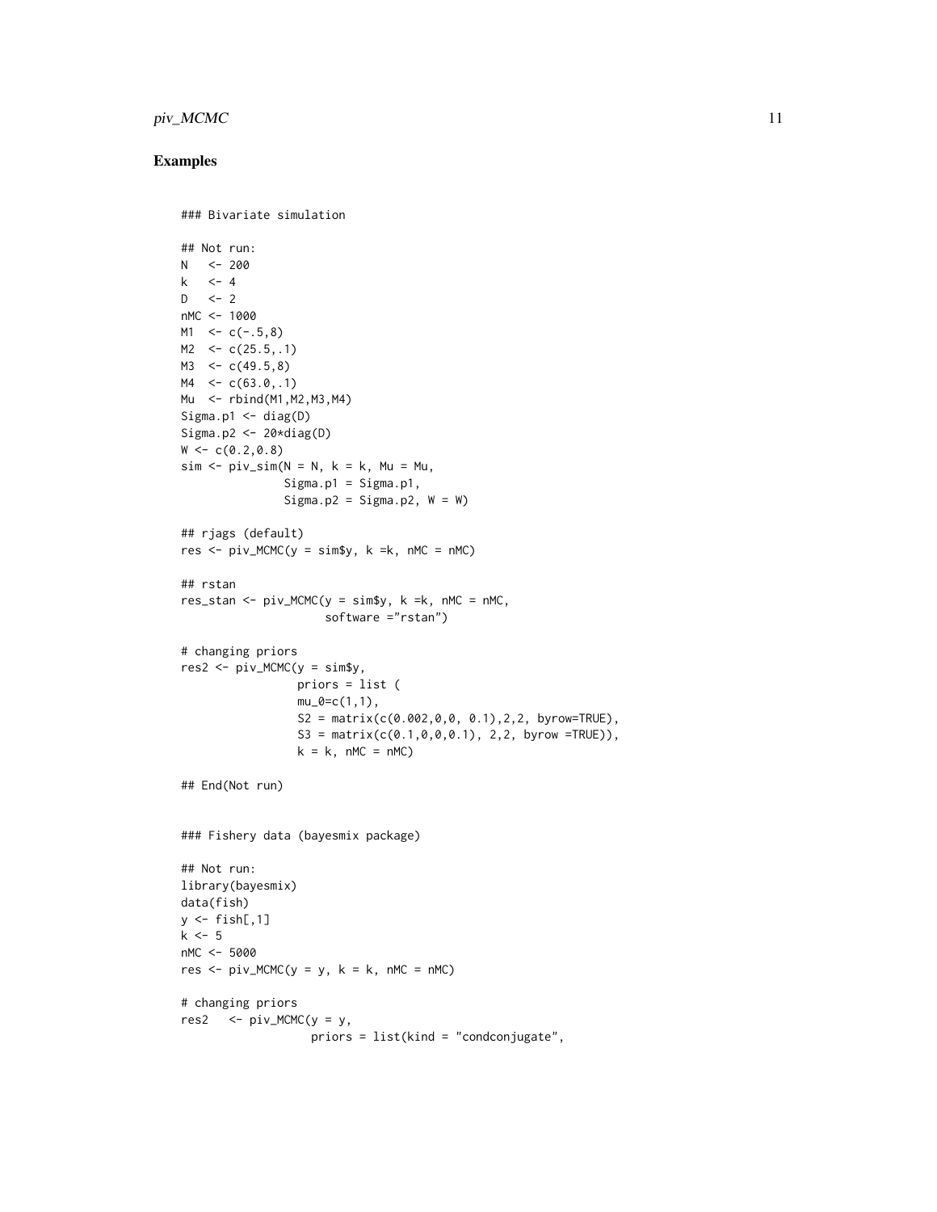## Examples

```
### Bivariate simulation

## Not run:
N   <- 200
k   <- 4
D   <- 2
nMC <- 1000
M1  <- c(-.5,8)
M2  <- c(25.5,.1)
M3  <- c(49.5,8)
M4  <- c(63.0,.1)
Mu  <- rbind(M1,M2,M3,M4)
Sigma.p1 <- diag(D)
Sigma.p2 <- 20*diag(D)
W <- c(0.2,0.8)
sim <- piv_sim(N = N, k = k, Mu = Mu,
               Sigma.p1 = Sigma.p1,
               Sigma.p2 = Sigma.p2, W = W)

## rjags (default)
res <- piv_MCMC(y = sim$y, k =k, nMC = nMC)

## rstan
res_stan <- piv_MCMC(y = sim$y, k =k, nMC = nMC,
                     software ="rstan")

# changing priors
res2 <- piv_MCMC(y = sim$y,
                 priors = list (
                 mu_0=c(1,1),
                 S2 = matrix(c(0.002,0,0, 0.1),2,2, byrow=TRUE),
                 S3 = matrix(c(0.1,0,0,0.1), 2,2, byrow =TRUE)),
                 k = k, nMC = nMC)

## End(Not run)


### Fishery data (bayesmix package)

## Not run:
library(bayesmix)
data(fish)
y <- fish[,1]
k <- 5
nMC <- 5000
res <- piv_MCMC(y = y, k = k, nMC = nMC)

# changing priors
res2   <- piv_MCMC(y = y,
                   priors = list(kind = "condconjugate",
```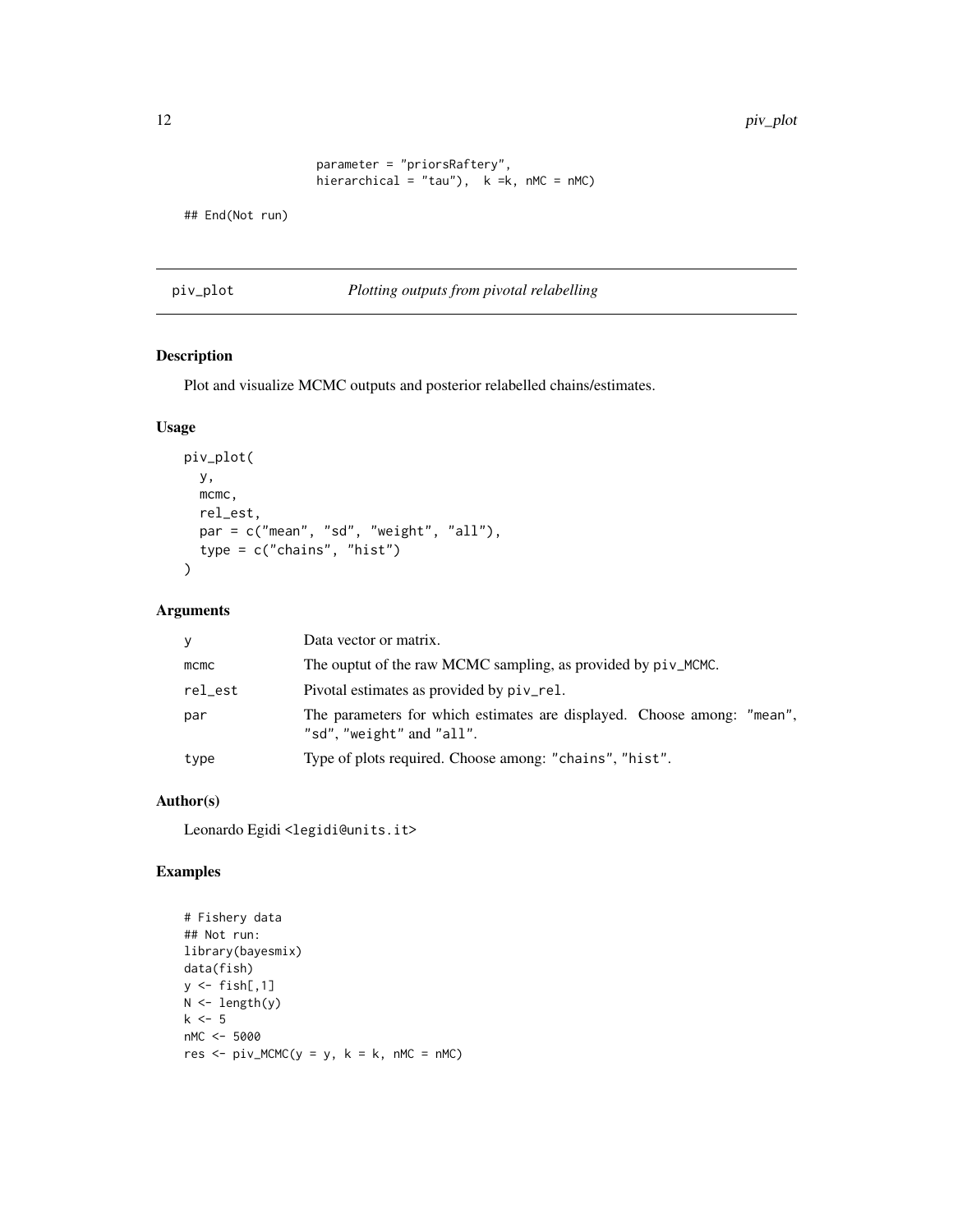```
                    parameter = "priorsRaftery",
                    hierarchical = "tau"),  k =k, nMC = nMC)

## End(Not run)
```

---

## piv_plot *Plotting outputs from pivotal relabelling*

---

### Description

Plot and visualize MCMC outputs and posterior relabelled chains/estimates.

### Usage

```
piv_plot(
  y,
  mcmc,
  rel_est,
  par = c("mean", "sd", "weight", "all"),
  type = c("chains", "hist")
)
```

### Arguments

| | |
|---|---|
| y | Data vector or matrix. |
| mcmc | The ouptut of the raw MCMC sampling, as provided by piv_MCMC. |
| rel_est | Pivotal estimates as provided by piv_rel. |
| par | The parameters for which estimates are displayed. Choose among: "mean", "sd", "weight" and "all". |
| type | Type of plots required. Choose among: "chains", "hist". |

### Author(s)

Leonardo Egidi <legidi@units.it>

### Examples

```
# Fishery data
## Not run:
library(bayesmix)
data(fish)
y <- fish[,1]
N <- length(y)
k <- 5
nMC <- 5000
res <- piv_MCMC(y = y, k = k, nMC = nMC)
```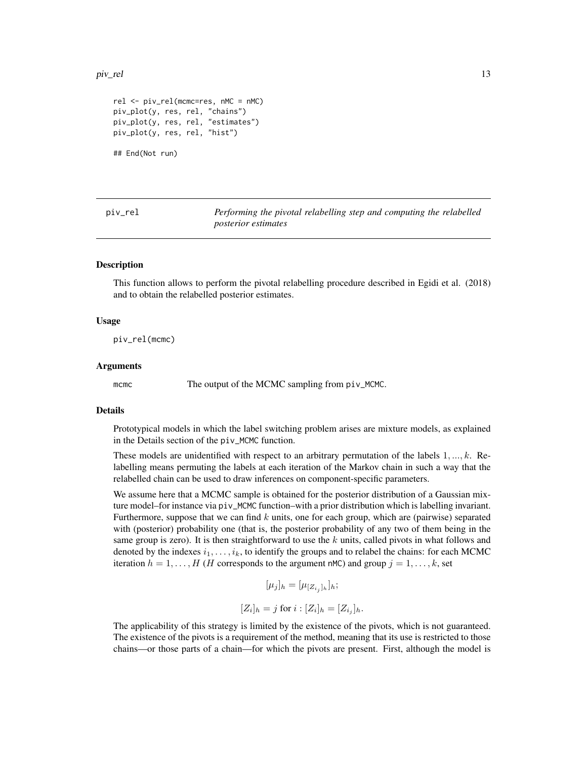```
rel <- piv_rel(mcmc=res, nMC = nMC)
piv_plot(y, res, rel, "chains")
piv_plot(y, res, rel, "estimates")
piv_plot(y, res, rel, "hist")

## End(Not run)
```

---

piv_rel — *Performing the pivotal relabelling step and computing the relabelled posterior estimates*

---

### Description

This function allows to perform the pivotal relabelling procedure described in Egidi et al. (2018) and to obtain the relabelled posterior estimates.

### Usage

```
piv_rel(mcmc)
```

### Arguments

| | |
|---|---|
| mcmc | The output of the MCMC sampling from piv_MCMC. |

### Details

Prototypical models in which the label switching problem arises are mixture models, as explained in the Details section of the piv_MCMC function.

These models are unidentified with respect to an arbitrary permutation of the labels $1, ..., k$. Relabelling means permuting the labels at each iteration of the Markov chain in such a way that the relabelled chain can be used to draw inferences on component-specific parameters.

We assume here that a MCMC sample is obtained for the posterior distribution of a Gaussian mixture model–for instance via piv_MCMC function–with a prior distribution which is labelling invariant. Furthermore, suppose that we can find $k$ units, one for each group, which are (pairwise) separated with (posterior) probability one (that is, the posterior probability of any two of them being in the same group is zero). It is then straightforward to use the $k$ units, called pivots in what follows and denoted by the indexes $i_1, \ldots, i_k$, to identify the groups and to relabel the chains: for each MCMC iteration $h = 1, \ldots, H$ ($H$ corresponds to the argument nMC) and group $j = 1, \ldots, k$, set

$$[\mu_j]_h = [\mu_{[Z_{i_j}]_h}]_h;$$

$$[Z_i]_h = j \text{ for } i : [Z_i]_h = [Z_{i_j}]_h.$$

The applicability of this strategy is limited by the existence of the pivots, which is not guaranteed. The existence of the pivots is a requirement of the method, meaning that its use is restricted to those chains—or those parts of a chain—for which the pivots are present. First, although the model is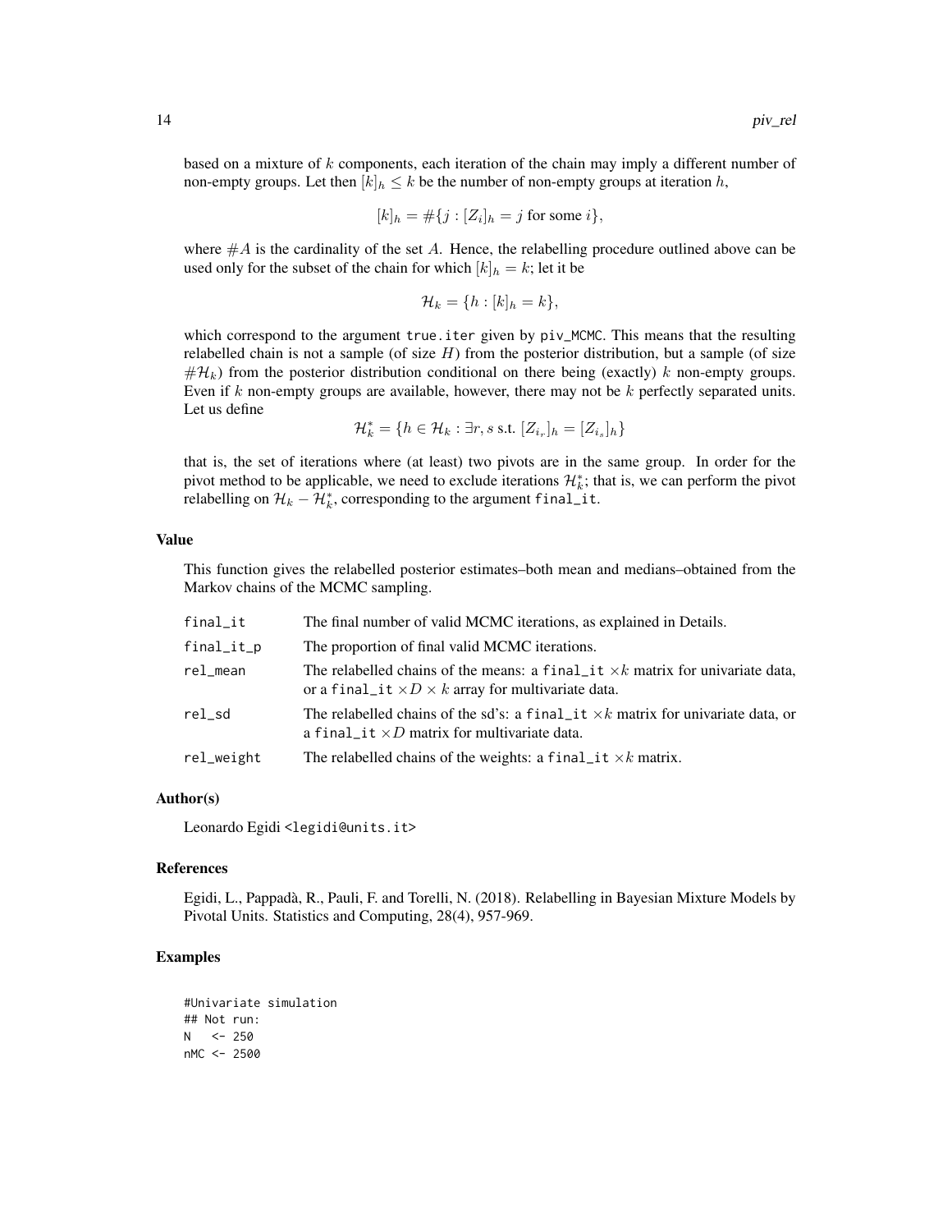based on a mixture of $k$ components, each iteration of the chain may imply a different number of non-empty groups. Let then $[k]_h \leq k$ be the number of non-empty groups at iteration $h$,

$$[k]_h = \#\{j : [Z_i]_h = j \text{ for some } i\},$$

where $\#A$ is the cardinality of the set $A$. Hence, the relabelling procedure outlined above can be used only for the subset of the chain for which $[k]_h = k$; let it be

$$\mathcal{H}_k = \{h : [k]_h = k\},$$

which correspond to the argument true.iter given by piv_MCMC. This means that the resulting relabelled chain is not a sample (of size $H$) from the posterior distribution, but a sample (of size $\#\mathcal{H}_k$) from the posterior distribution conditional on there being (exactly) $k$ non-empty groups. Even if $k$ non-empty groups are available, however, there may not be $k$ perfectly separated units. Let us define

$$\mathcal{H}^*_k = \{h \in \mathcal{H}_k : \exists r, s \text{ s.t. } [Z_{i_r}]_h = [Z_{i_s}]_h\}$$

that is, the set of iterations where (at least) two pivots are in the same group. In order for the pivot method to be applicable, we need to exclude iterations $\mathcal{H}^*_k$; that is, we can perform the pivot relabelling on $\mathcal{H}_k - \mathcal{H}^*_k$, corresponding to the argument final_it.

## Value

This function gives the relabelled posterior estimates–both mean and medians–obtained from the Markov chains of the MCMC sampling.

| | |
|---|---|
| final_it | The final number of valid MCMC iterations, as explained in Details. |
| final_it_p | The proportion of final valid MCMC iterations. |
| rel_mean | The relabelled chains of the means: a final_it $\times k$ matrix for univariate data, or a final_it $\times D \times k$ array for multivariate data. |
| rel_sd | The relabelled chains of the sd's: a final_it $\times k$ matrix for univariate data, or a final_it $\times D$ matrix for multivariate data. |
| rel_weight | The relabelled chains of the weights: a final_it $\times k$ matrix. |

## Author(s)

Leonardo Egidi <legidi@units.it>

## References

Egidi, L., Pappadà, R., Pauli, F. and Torelli, N. (2018). Relabelling in Bayesian Mixture Models by Pivotal Units. Statistics and Computing, 28(4), 957-969.

## Examples

```
#Univariate simulation
## Not run:
N   <- 250
nMC <- 2500
```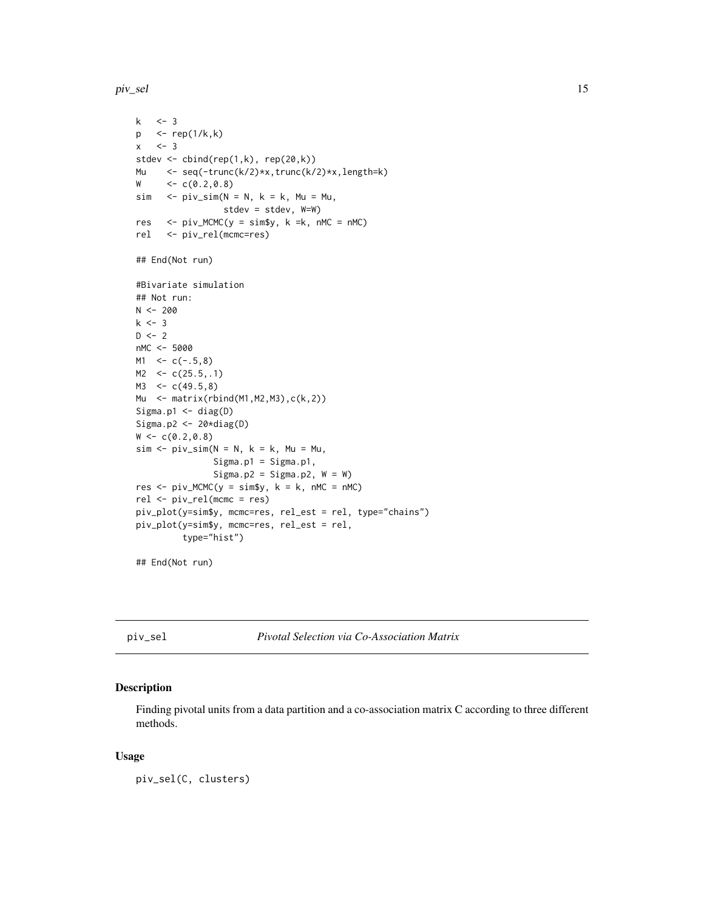```
k   <- 3
p   <- rep(1/k,k)
x   <- 3
stdev <- cbind(rep(1,k), rep(20,k))
Mu    <- seq(-trunc(k/2)*x,trunc(k/2)*x,length=k)
W     <- c(0.2,0.8)
sim   <- piv_sim(N = N, k = k, Mu = Mu,
                 stdev = stdev, W=W)
res   <- piv_MCMC(y = sim$y, k =k, nMC = nMC)
rel   <- piv_rel(mcmc=res)

## End(Not run)

#Bivariate simulation
## Not run:
N <- 200
k <- 3
D <- 2
nMC <- 5000
M1  <- c(-.5,8)
M2  <- c(25.5,.1)
M3  <- c(49.5,8)
Mu  <- matrix(rbind(M1,M2,M3),c(k,2))
Sigma.p1 <- diag(D)
Sigma.p2 <- 20*diag(D)
W <- c(0.2,0.8)
sim <- piv_sim(N = N, k = k, Mu = Mu,
               Sigma.p1 = Sigma.p1,
               Sigma.p2 = Sigma.p2, W = W)
res <- piv_MCMC(y = sim$y, k = k, nMC = nMC)
rel <- piv_rel(mcmc = res)
piv_plot(y=sim$y, mcmc=res, rel_est = rel, type="chains")
piv_plot(y=sim$y, mcmc=res, rel_est = rel,
         type="hist")

## End(Not run)
```

## piv_sel *Pivotal Selection via Co-Association Matrix*

### Description

Finding pivotal units from a data partition and a co-association matrix C according to three different methods.

### Usage

```
piv_sel(C, clusters)
```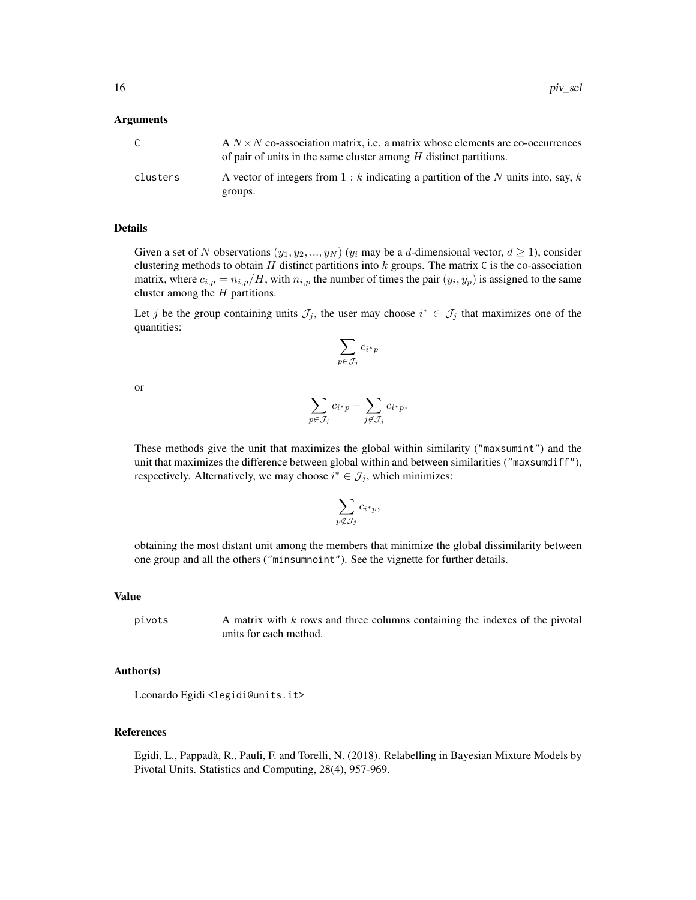## Arguments

| | |
|---|---|
| C | A $N \times N$ co-association matrix, i.e. a matrix whose elements are co-occurrences of pair of units in the same cluster among $H$ distinct partitions. |
| clusters | A vector of integers from $1 : k$ indicating a partition of the $N$ units into, say, $k$ groups. |

## Details

Given a set of $N$ observations $(y_1, y_2, ..., y_N)$ ($y_i$ may be a $d$-dimensional vector, $d \geq 1$), consider clustering methods to obtain $H$ distinct partitions into $k$ groups. The matrix C is the co-association matrix, where $c_{i,p} = n_{i,p}/H$, with $n_{i,p}$ the number of times the pair $(y_i, y_p)$ is assigned to the same cluster among the $H$ partitions.

Let $j$ be the group containing units $\mathcal{J}_j$, the user may choose $i^* \in \mathcal{J}_j$ that maximizes one of the quantities:

$$\sum_{p \in \mathcal{J}_j} c_{i^*p}$$

or

$$\sum_{p \in \mathcal{J}_j} c_{i^*p} - \sum_{j \notin \mathcal{J}_j} c_{i^*p}.$$

These methods give the unit that maximizes the global within similarity ("maxsumint") and the unit that maximizes the difference between global within and between similarities ("maxsumdiff"), respectively. Alternatively, we may choose $i^* \in \mathcal{J}_j$, which minimizes:

$$\sum_{p \notin \mathcal{J}_j} c_{i^*p},$$

obtaining the most distant unit among the members that minimize the global dissimilarity between one group and all the others ("minsumnoint"). See the vignette for further details.

## Value

| | |
|---|---|
| pivots | A matrix with $k$ rows and three columns containing the indexes of the pivotal units for each method. |

## Author(s)

Leonardo Egidi <legidi@units.it>

## References

Egidi, L., Pappadà, R., Pauli, F. and Torelli, N. (2018). Relabelling in Bayesian Mixture Models by Pivotal Units. Statistics and Computing, 28(4), 957-969.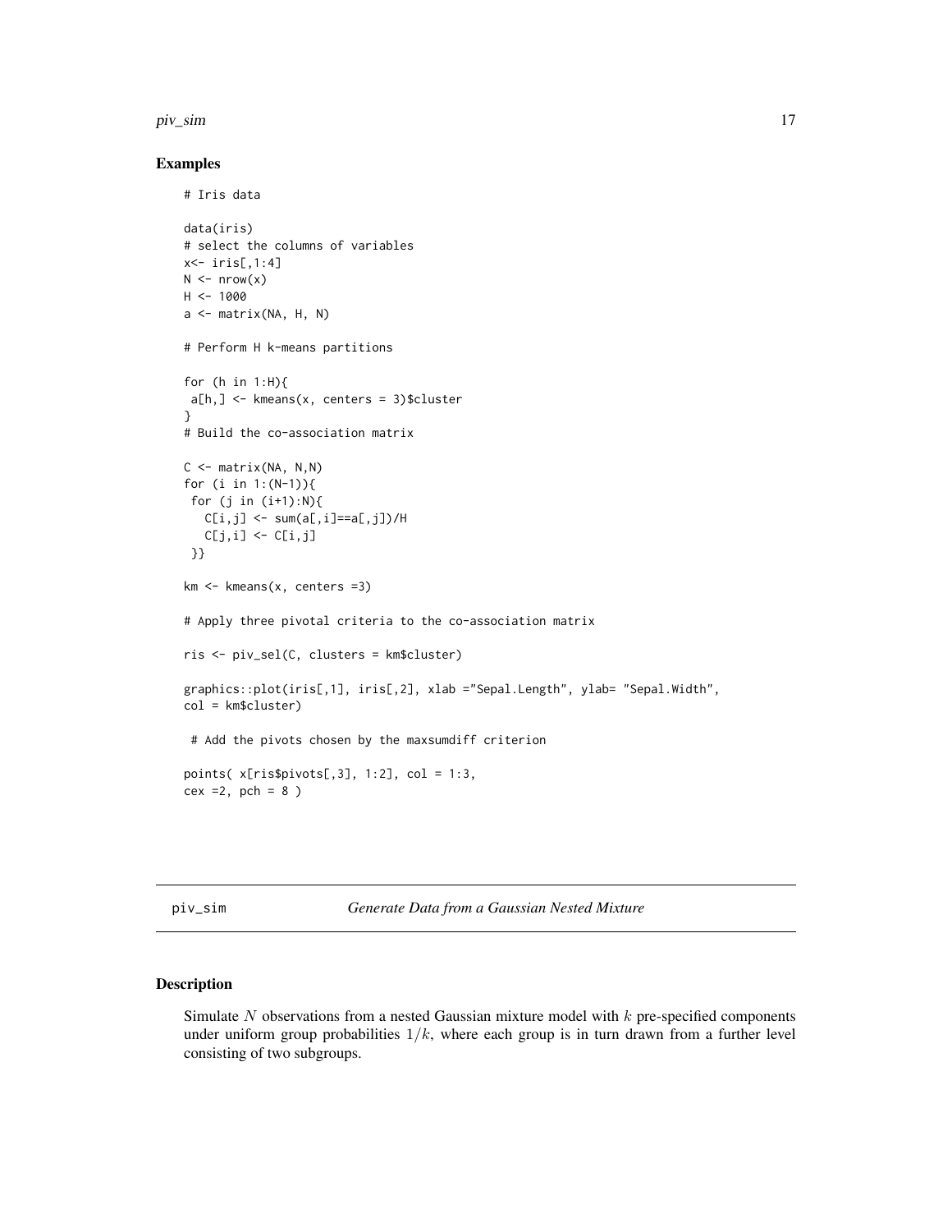## Examples

```
# Iris data

data(iris)
# select the columns of variables
x<- iris[,1:4]
N <- nrow(x)
H <- 1000
a <- matrix(NA, H, N)

# Perform H k-means partitions

for (h in 1:H){
 a[h,] <- kmeans(x, centers = 3)$cluster
}
# Build the co-association matrix

C <- matrix(NA, N,N)
for (i in 1:(N-1)){
 for (j in (i+1):N){
   C[i,j] <- sum(a[,i]==a[,j])/H
   C[j,i] <- C[i,j]
 }}

km <- kmeans(x, centers =3)

# Apply three pivotal criteria to the co-association matrix

ris <- piv_sel(C, clusters = km$cluster)

graphics::plot(iris[,1], iris[,2], xlab ="Sepal.Length", ylab= "Sepal.Width",
col = km$cluster)

 # Add the pivots chosen by the maxsumdiff criterion

points( x[ris$pivots[,3], 1:2], col = 1:3,
cex =2, pch = 8 )
```

---

# piv_sim — *Generate Data from a Gaussian Nested Mixture*

---

## Description

Simulate $N$ observations from a nested Gaussian mixture model with $k$ pre-specified components under uniform group probabilities $1/k$, where each group is in turn drawn from a further level consisting of two subgroups.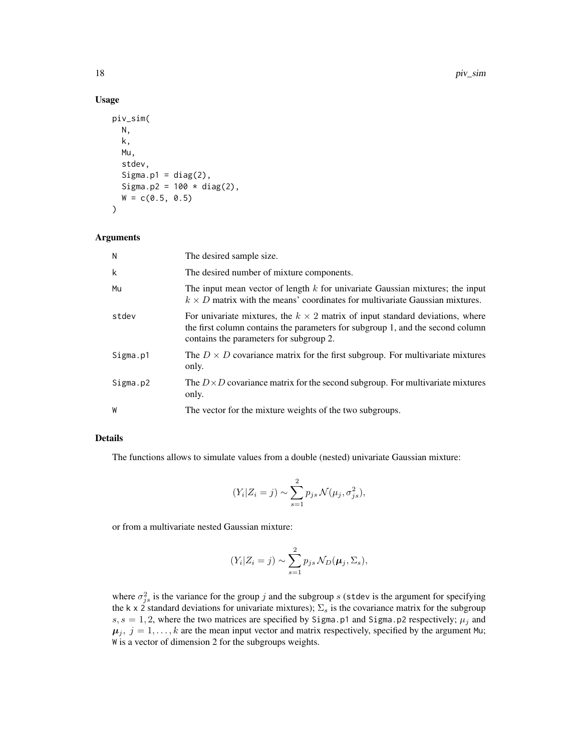## Usage

```
piv_sim(
  N,
  k,
  Mu,
  stdev,
  Sigma.p1 = diag(2),
  Sigma.p2 = 100 * diag(2),
  W = c(0.5, 0.5)
)
```

## Arguments

| | |
|---|---|
| N | The desired sample size. |
| k | The desired number of mixture components. |
| Mu | The input mean vector of length $k$ for univariate Gaussian mixtures; the input $k \times D$ matrix with the means' coordinates for multivariate Gaussian mixtures. |
| stdev | For univariate mixtures, the $k \times 2$ matrix of input standard deviations, where the first column contains the parameters for subgroup 1, and the second column contains the parameters for subgroup 2. |
| Sigma.p1 | The $D \times D$ covariance matrix for the first subgroup. For multivariate mixtures only. |
| Sigma.p2 | The $D \times D$ covariance matrix for the second subgroup. For multivariate mixtures only. |
| W | The vector for the mixture weights of the two subgroups. |

## Details

The functions allows to simulate values from a double (nested) univariate Gaussian mixture:

$$(Y_i|Z_i = j) \sim \sum_{s=1}^{2} p_{js} \, \mathcal{N}(\mu_j, \sigma_{js}^2),$$

or from a multivariate nested Gaussian mixture:

$$(Y_i|Z_i = j) \sim \sum_{s=1}^{2} p_{js} \, \mathcal{N}_D(\boldsymbol{\mu}_j, \Sigma_s),$$

where $\sigma_{js}^2$ is the variance for the group $j$ and the subgroup $s$ (stdev is the argument for specifying the k x 2 standard deviations for univariate mixtures); $\Sigma_s$ is the covariance matrix for the subgroup $s, s = 1, 2$, where the two matrices are specified by Sigma.p1 and Sigma.p2 respectively; $\mu_j$ and $\boldsymbol{\mu}_j, \ j = 1, \dots, k$ are the mean input vector and matrix respectively, specified by the argument Mu; W is a vector of dimension 2 for the subgroups weights.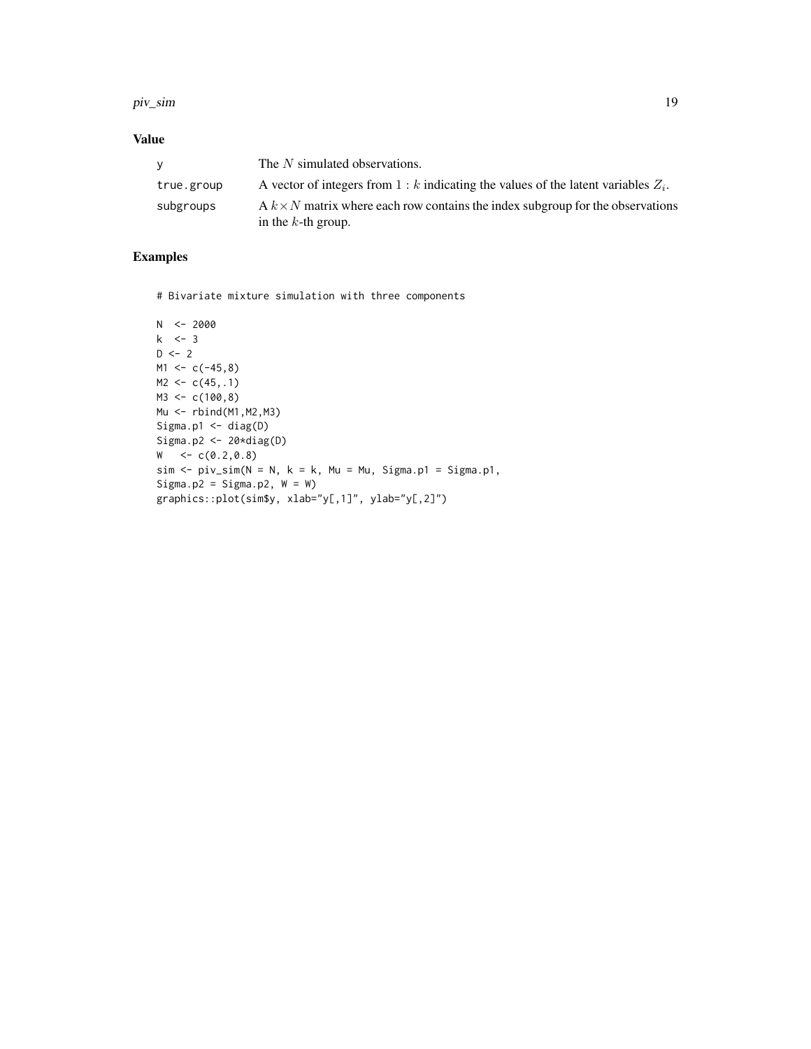## Value

| | |
|---|---|
| y | The $N$ simulated observations. |
| true.group | A vector of integers from $1 : k$ indicating the values of the latent variables $Z_i$. |
| subgroups | A $k \times N$ matrix where each row contains the index subgroup for the observations in the $k$-th group. |

## Examples

```
# Bivariate mixture simulation with three components

N  <- 2000
k  <- 3
D <- 2
M1 <- c(-45,8)
M2 <- c(45,.1)
M3 <- c(100,8)
Mu <- rbind(M1,M2,M3)
Sigma.p1 <- diag(D)
Sigma.p2 <- 20*diag(D)
W   <- c(0.2,0.8)
sim <- piv_sim(N = N, k = k, Mu = Mu, Sigma.p1 = Sigma.p1,
Sigma.p2 = Sigma.p2, W = W)
graphics::plot(sim$y, xlab="y[,1]", ylab="y[,2]")
```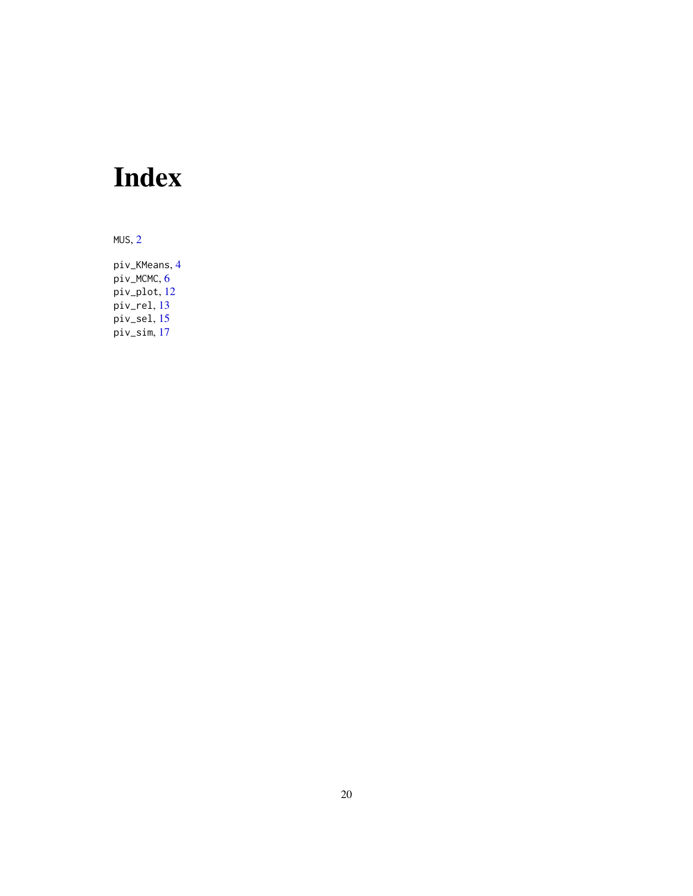# Index

MUS, 2

piv_KMeans, 4
piv_MCMC, 6
piv_plot, 12
piv_rel, 13
piv_sel, 15
piv_sim, 17